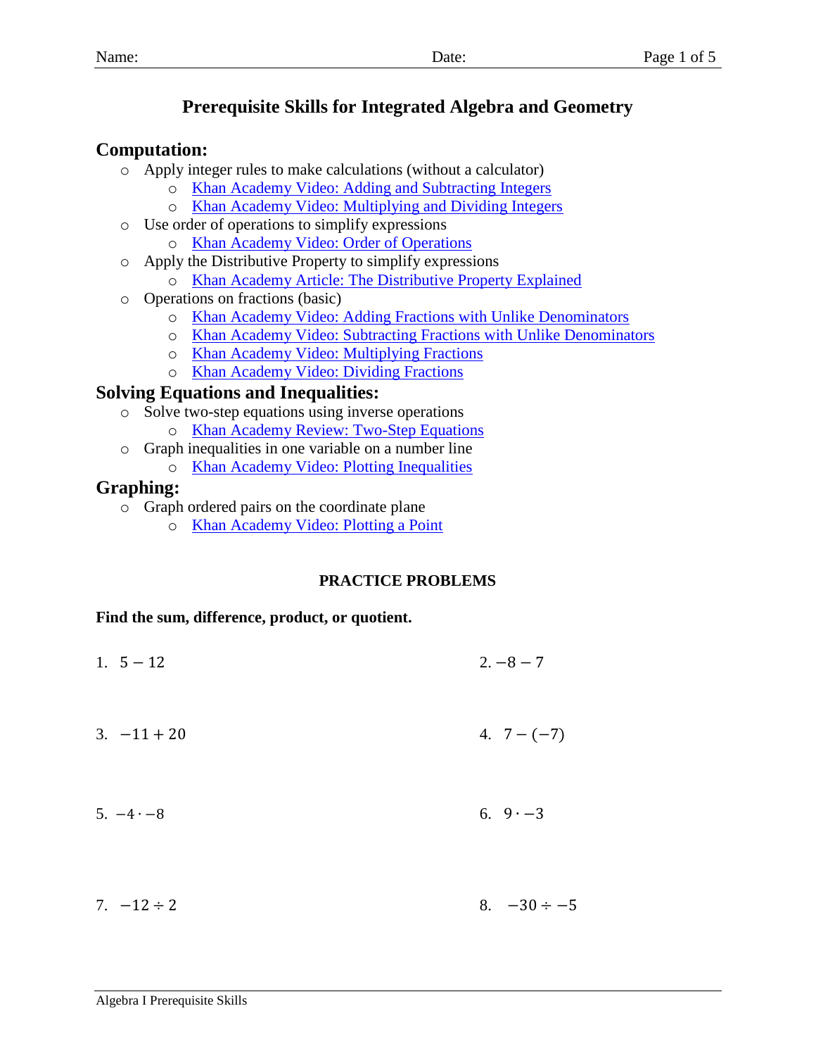Name: Date:

# Prerequisite Skills for Integrated Algebra and Geometry

## Computation:

- Apply integer rules to make calculations (without a calculator)
  - Khan Academy Video: Adding and Subtracting Integers
  - Khan Academy Video: Multiplying and Dividing Integers
- Use order of operations to simplify expressions
  - Khan Academy Video: Order of Operations
- Apply the Distributive Property to simplify expressions
  - Khan Academy Article: The Distributive Property Explained
- Operations on fractions (basic)
  - Khan Academy Video: Adding Fractions with Unlike Denominators
  - Khan Academy Video: Subtracting Fractions with Unlike Denominators
  - Khan Academy Video: Multiplying Fractions
  - Khan Academy Video: Dividing Fractions

## Solving Equations and Inequalities:

- Solve two-step equations using inverse operations
  - Khan Academy Review: Two-Step Equations
- Graph inequalities in one variable on a number line
  - Khan Academy Video: Plotting Inequalities

## Graphing:

- Graph ordered pairs on the coordinate plane
  - Khan Academy Video: Plotting a Point

**PRACTICE PROBLEMS**

**Find the sum, difference, product, or quotient.**

1. $5 - 12$

2. $-8 - 7$

3. $-11 + 20$

4. $7 - (-7)$

5. $-4 \cdot -8$

6. $9 \cdot -3$

7. $-12 \div 2$

8. $-30 \div -5$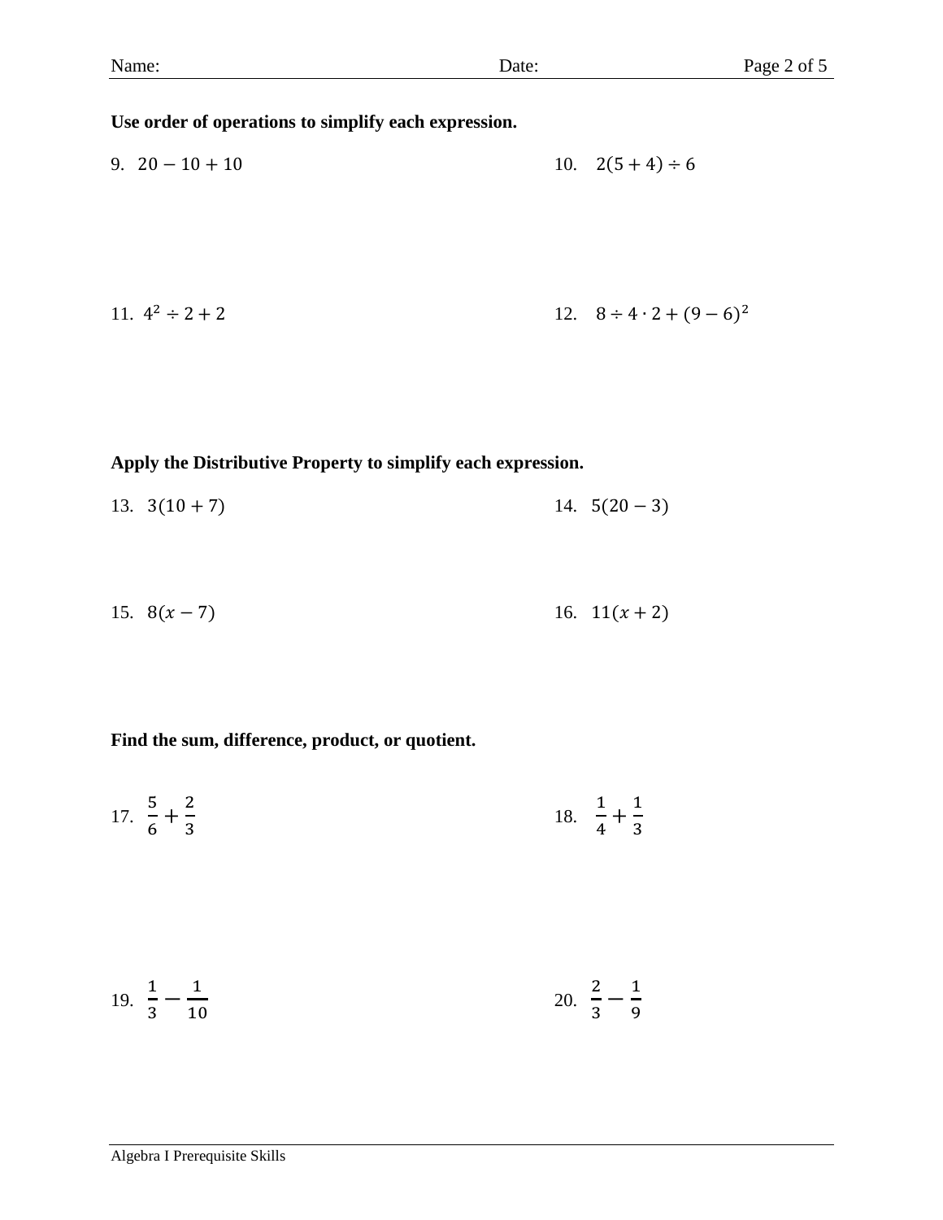**Use order of operations to simplify each expression.**

9. $20 - 10 + 10$

10. $2(5 + 4) \div 6$

11. $4^2 \div 2 + 2$

12. $8 \div 4 \cdot 2 + (9 - 6)^2$

**Apply the Distributive Property to simplify each expression.**

13. $3(10 + 7)$

14. $5(20 - 3)$

15. $8(x - 7)$

16. $11(x + 2)$

**Find the sum, difference, product, or quotient.**

17. $\frac{5}{6} + \frac{2}{3}$

18. $\frac{1}{4} + \frac{1}{3}$

19. $\frac{1}{3} - \frac{1}{10}$

20. $\frac{2}{3} - \frac{1}{9}$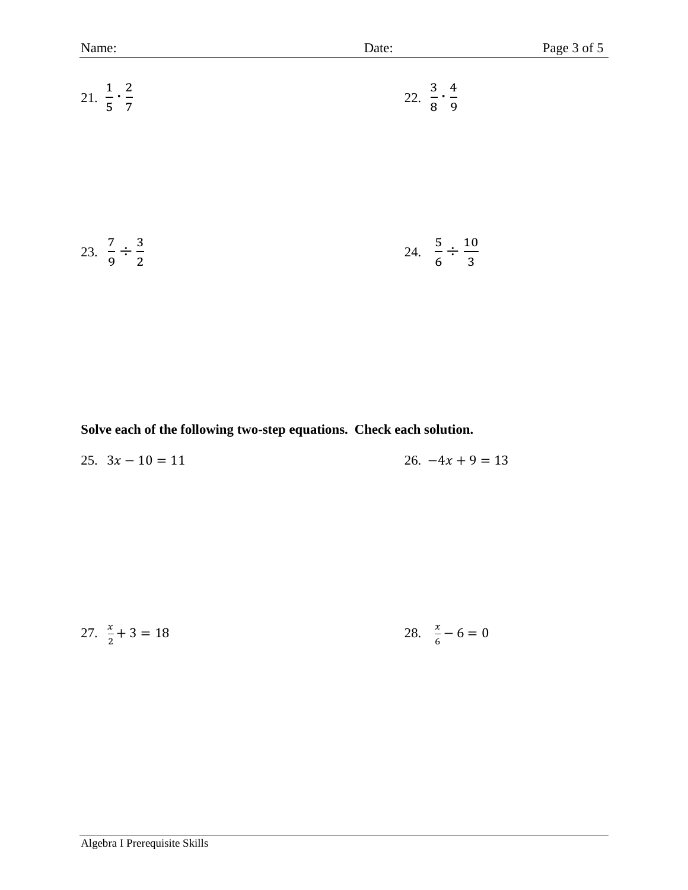21. $\frac{1}{5} \cdot \frac{2}{7}$

22. $\frac{3}{8} \cdot \frac{4}{9}$

23. $\frac{7}{9} \div \frac{3}{2}$

24. $\frac{5}{6} \div \frac{10}{3}$

**Solve each of the following two-step equations. Check each solution.**

25. $3x - 10 = 11$

26. $-4x + 9 = 13$

27. $\frac{x}{2} + 3 = 18$

28. $\frac{x}{6} - 6 = 0$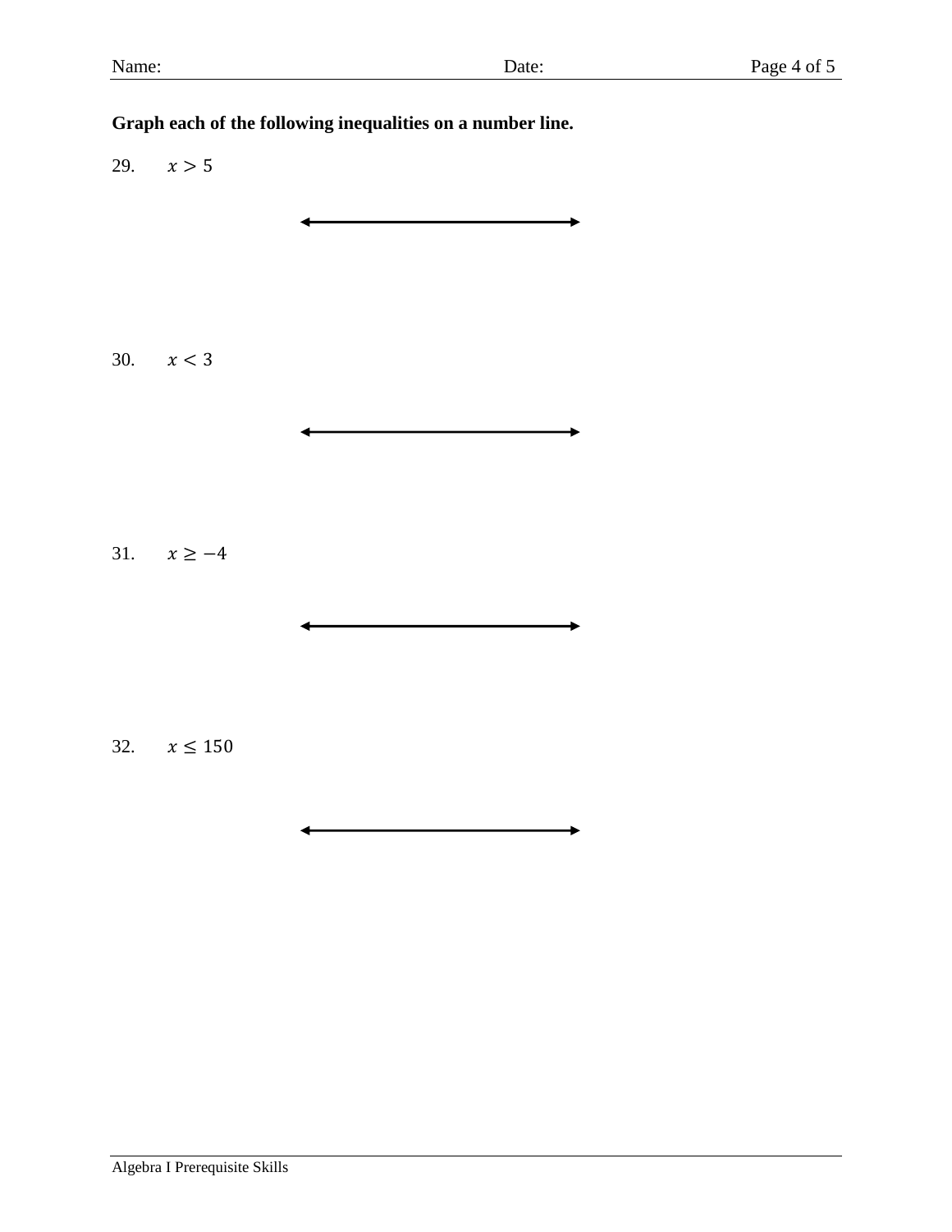**Graph each of the following inequalities on a number line.**

29. $x > 5$

30. $x < 3$

31. $x \geq -4$

32. $x \leq 150$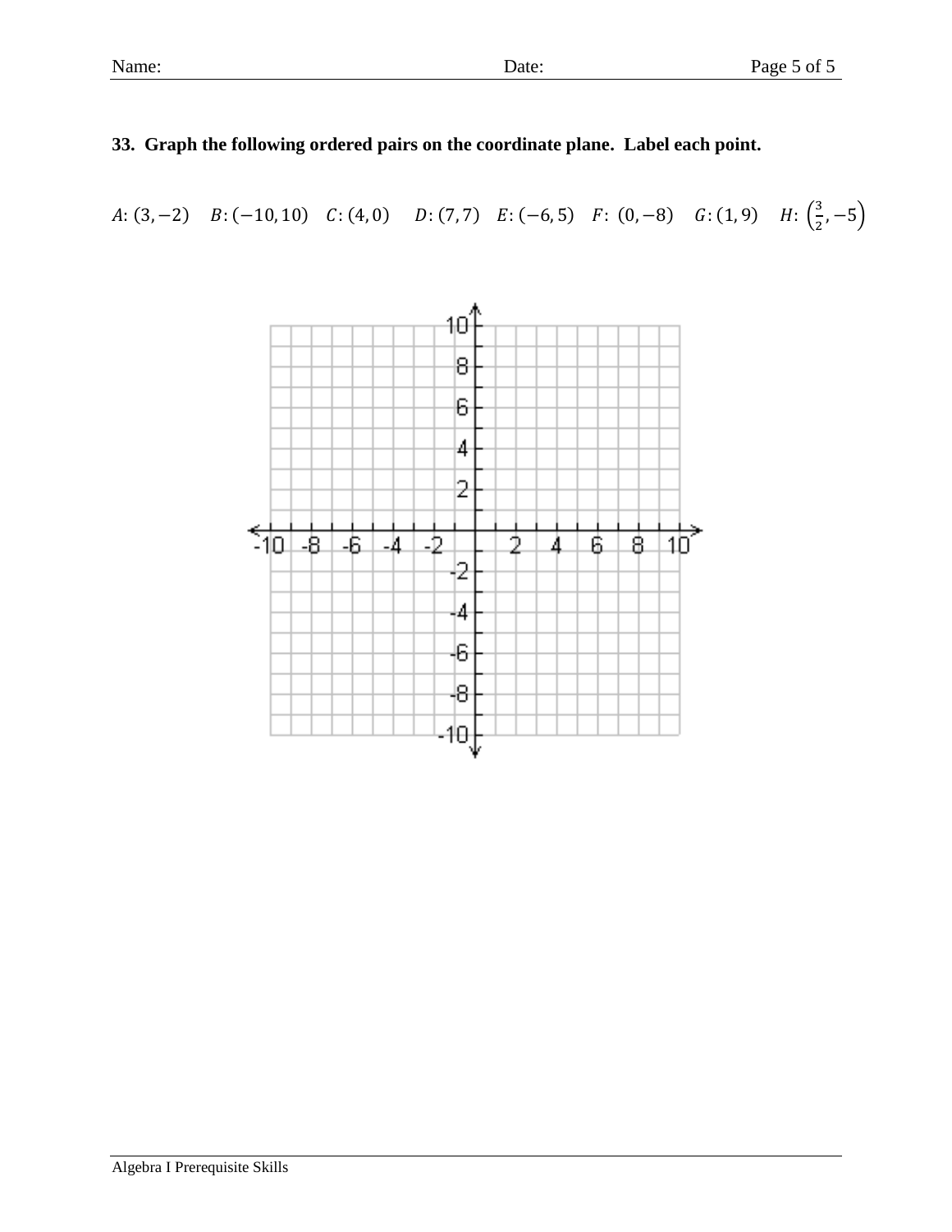**33. Graph the following ordered pairs on the coordinate plane. Label each point.**

$A: (3, -2)$ $B: (-10, 10)$ $C: (4, 0)$ $D: (7, 7)$ $E: (-6, 5)$ $F: (0, -8)$ $G: (1, 9)$ $H: \left(\frac{3}{2}, -5\right)$

10
8
6
4
2
-10 -8 -6 -4 -2 2 4 6 8 10
-2
-4
-6
-8
-10